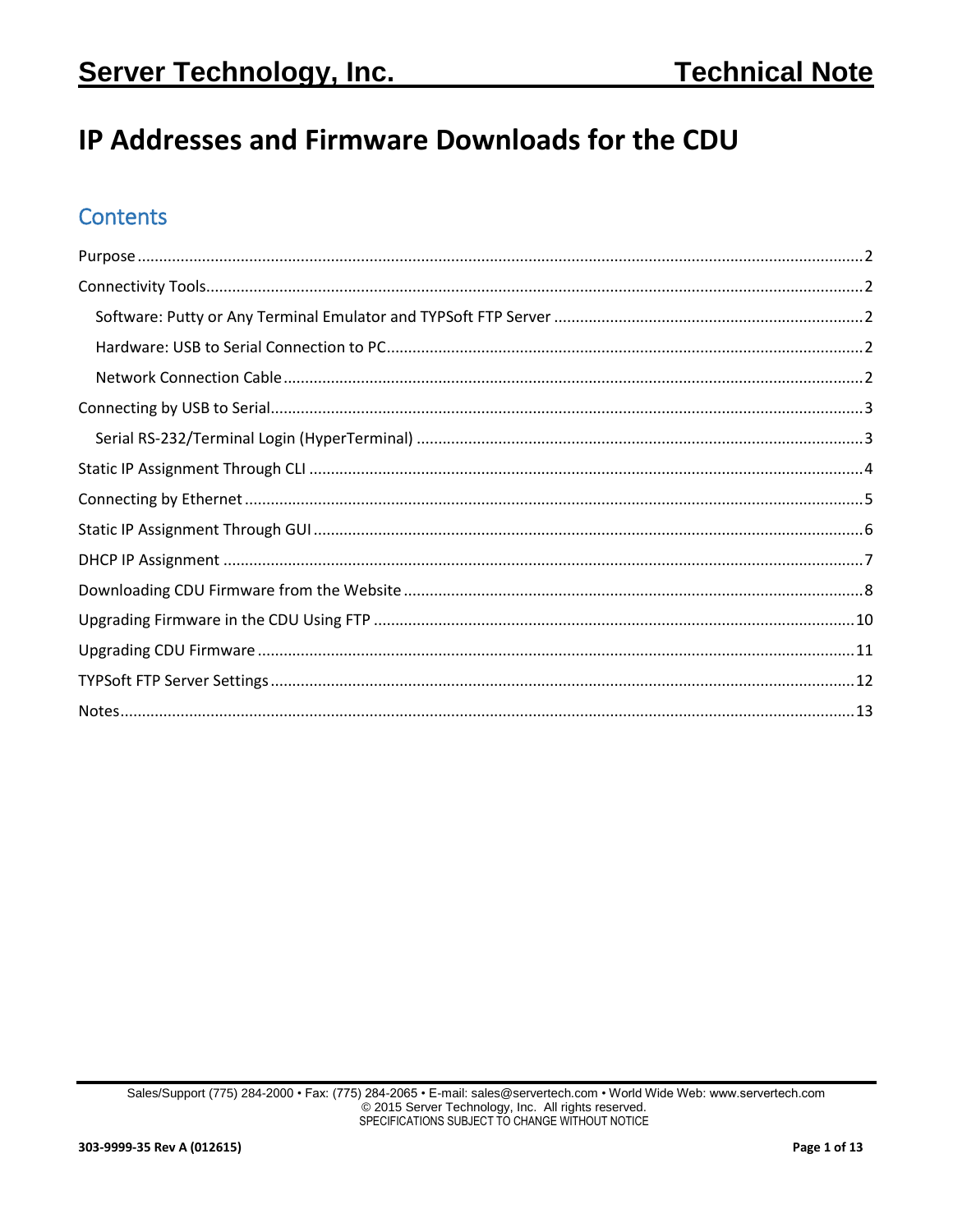# IP Addresses and Firmware Downloads for the CDU

## Contents

Purpose .......... 2

Connectivity Tools .......... 2

- Software: Putty or Any Terminal Emulator and TYPSoft FTP Server .......... 2
- Hardware: USB to Serial Connection to PC .......... 2
- Network Connection Cable .......... 2

Connecting by USB to Serial .......... 3

- Serial RS-232/Terminal Login (HyperTerminal) .......... 3

Static IP Assignment Through CLI .......... 4

Connecting by Ethernet .......... 5

Static IP Assignment Through GUI .......... 6

DHCP IP Assignment .......... 7

Downloading CDU Firmware from the Website .......... 8

Upgrading Firmware in the CDU Using FTP .......... 10

Upgrading CDU Firmware .......... 11

TYPSoft FTP Server Settings .......... 12

Notes .......... 13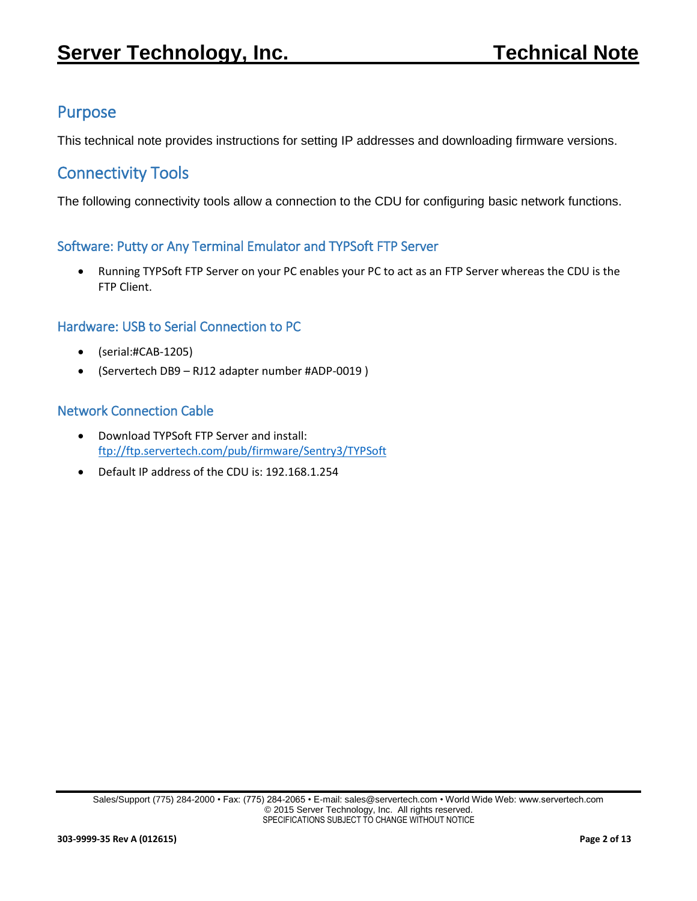## Purpose

This technical note provides instructions for setting IP addresses and downloading firmware versions.

## Connectivity Tools

The following connectivity tools allow a connection to the CDU for configuring basic network functions.

### Software: Putty or Any Terminal Emulator and TYPSoft FTP Server

- Running TYPSoft FTP Server on your PC enables your PC to act as an FTP Server whereas the CDU is the FTP Client.

### Hardware: USB to Serial Connection to PC

- (serial:#CAB-1205)
- (Servertech DB9 – RJ12 adapter number #ADP-0019 )

### Network Connection Cable

- Download TYPSoft FTP Server and install: ftp://ftp.servertech.com/pub/firmware/Sentry3/TYPSoft
- Default IP address of the CDU is: 192.168.1.254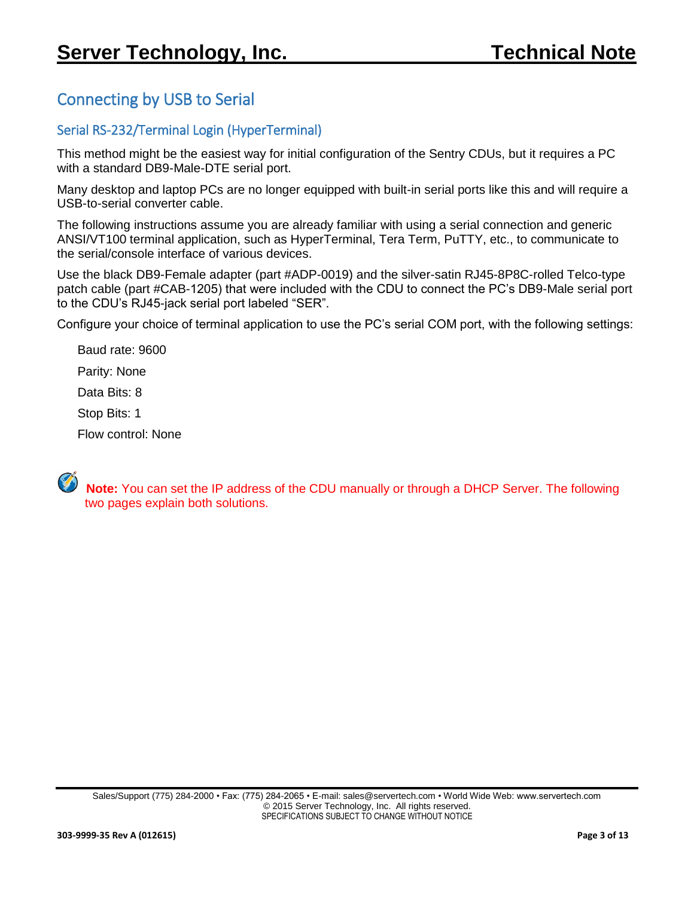## Connecting by USB to Serial

### Serial RS-232/Terminal Login (HyperTerminal)

This method might be the easiest way for initial configuration of the Sentry CDUs, but it requires a PC with a standard DB9-Male-DTE serial port.

Many desktop and laptop PCs are no longer equipped with built-in serial ports like this and will require a USB-to-serial converter cable.

The following instructions assume you are already familiar with using a serial connection and generic ANSI/VT100 terminal application, such as HyperTerminal, Tera Term, PuTTY, etc., to communicate to the serial/console interface of various devices.

Use the black DB9-Female adapter (part #ADP-0019) and the silver-satin RJ45-8P8C-rolled Telco-type patch cable (part #CAB-1205) that were included with the CDU to connect the PC's DB9-Male serial port to the CDU's RJ45-jack serial port labeled "SER".

Configure your choice of terminal application to use the PC's serial COM port, with the following settings:

Baud rate: 9600

Parity: None

Data Bits: 8

Stop Bits: 1

Flow control: None

**Note:** You can set the IP address of the CDU manually or through a DHCP Server. The following two pages explain both solutions.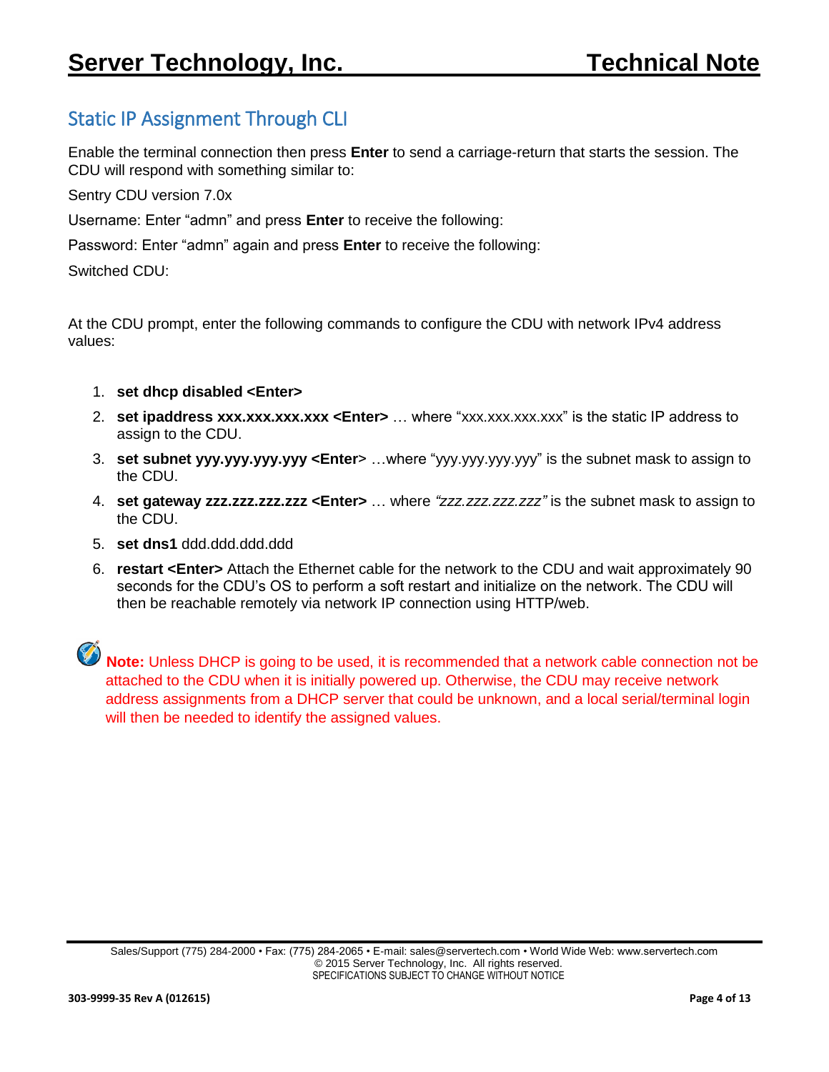## Static IP Assignment Through CLI

Enable the terminal connection then press **Enter** to send a carriage-return that starts the session. The CDU will respond with something similar to:

Sentry CDU version 7.0x

Username: Enter “admn” and press **Enter** to receive the following:

Password: Enter “admn” again and press **Enter** to receive the following:

Switched CDU:

At the CDU prompt, enter the following commands to configure the CDU with network IPv4 address values:

1. **set dhcp disabled <Enter>**
2. **set ipaddress xxx.xxx.xxx.xxx <Enter>** … where “xxx.xxx.xxx.xxx” is the static IP address to assign to the CDU.
3. **set subnet yyy.yyy.yyy.yyy <Enter>** …where “yyy.yyy.yyy.yyy” is the subnet mask to assign to the CDU.
4. **set gateway zzz.zzz.zzz.zzz <Enter>** … where *“zzz.zzz.zzz.zzz”* is the subnet mask to assign to the CDU.
5. **set dns1** ddd.ddd.ddd.ddd
6. **restart <Enter>** Attach the Ethernet cable for the network to the CDU and wait approximately 90 seconds for the CDU’s OS to perform a soft restart and initialize on the network. The CDU will then be reachable remotely via network IP connection using HTTP/web.

**Note:** Unless DHCP is going to be used, it is recommended that a network cable connection not be attached to the CDU when it is initially powered up. Otherwise, the CDU may receive network address assignments from a DHCP server that could be unknown, and a local serial/terminal login will then be needed to identify the assigned values.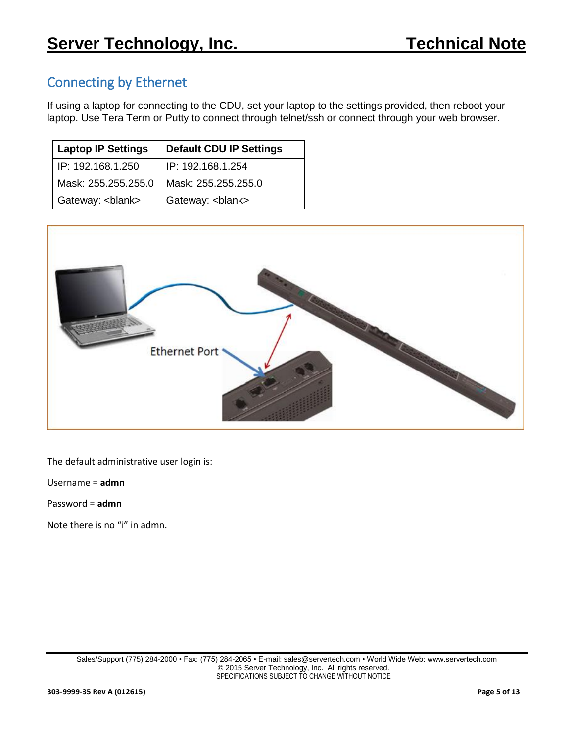## Connecting by Ethernet

If using a laptop for connecting to the CDU, set your laptop to the settings provided, then reboot your laptop. Use Tera Term or Putty to connect through telnet/ssh or connect through your web browser.

| Laptop IP Settings | Default CDU IP Settings |
|---|---|
| IP: 192.168.1.250 | IP: 192.168.1.254 |
| Mask: 255.255.255.0 | Mask: 255.255.255.0 |
| Gateway: <blank> | Gateway: <blank> |

The default administrative user login is:

Username = **admn**

Password = **admn**

Note there is no “i” in admn.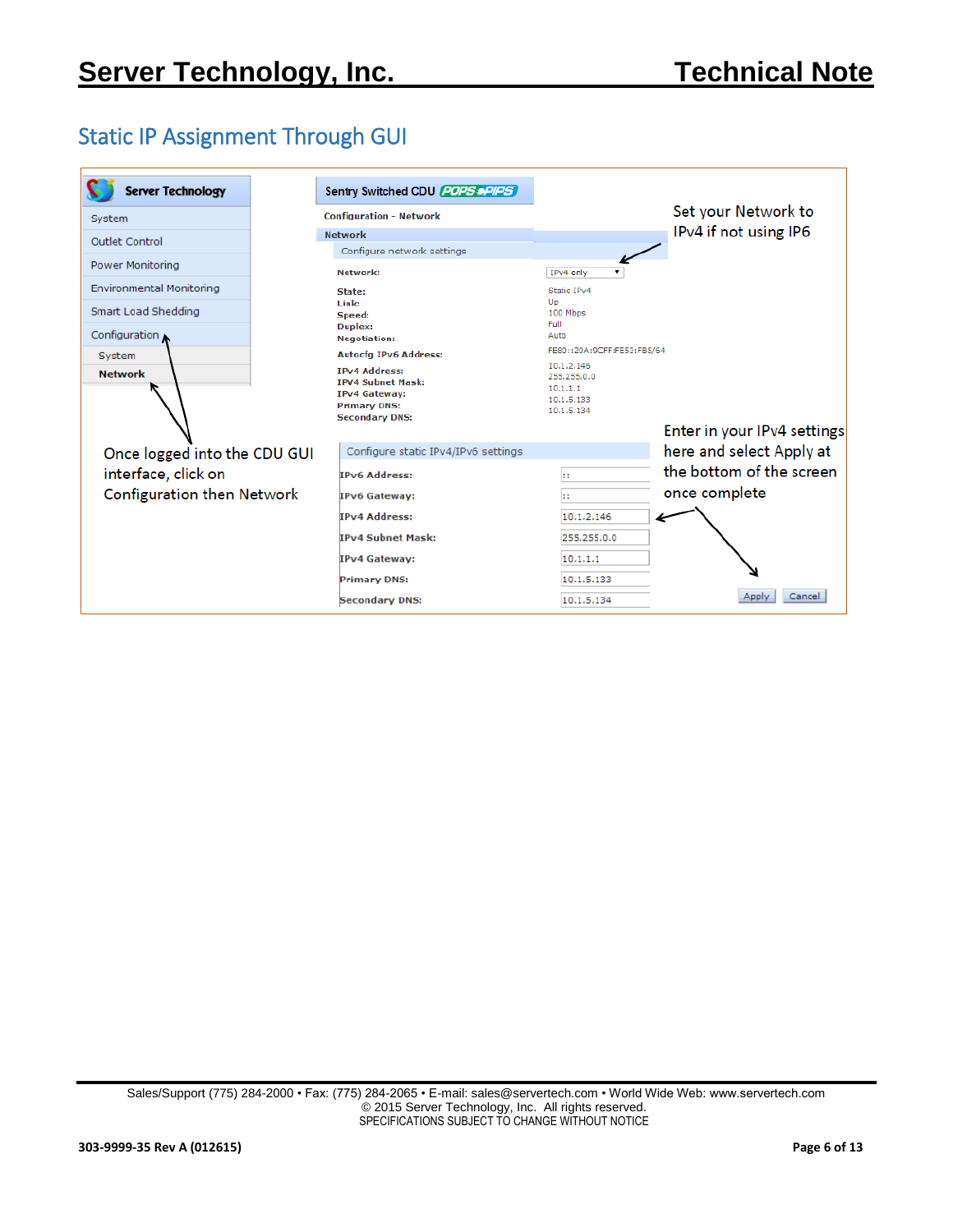## Static IP Assignment Through GUI

**Server Technology**

- System
- Outlet Control
- Power Monitoring
- Environmental Monitoring
- Smart Load Shedding
- Configuration
  - System
  - **Network**

Once logged into the CDU GUI interface, click on Configuration then Network

**Sentry Switched CDU** POPS & PIPS

Configuration - Network

**Network**

Configure network settings

Set your Network to IPv4 if not using IP6

| | |
|---|---|
| **Network:** | IPv4 only |
| **State:** | Static IPv4 |
| **Link:** | Up |
| **Speed:** | 100 Mbps |
| **Duplex:** | Full |
| **Negotiation:** | Auto |
| **Autocfg IPv6 Address:** | FE80::20A:9CFF:FE53:FB5/64 |
| **IPv4 Address:** | 10.1.2.146 |
| **IPv4 Subnet Mask:** | 255.255.0.0 |
| **IPv4 Gateway:** | 10.1.1.1 |
| **Primary DNS:** | 10.1.5.133 |
| **Secondary DNS:** | 10.1.5.134 |

Configure static IPv4/IPv6 settings

| | |
|---|---|
| **IPv6 Address:** | :: |
| **IPv6 Gateway:** | :: |
| **IPv4 Address:** | 10.1.2.146 |
| **IPv4 Subnet Mask:** | 255.255.0.0 |
| **IPv4 Gateway:** | 10.1.1.1 |
| **Primary DNS:** | 10.1.5.133 |
| **Secondary DNS:** | 10.1.5.134 |

Enter in your IPv4 settings here and select Apply at the bottom of the screen once complete

Apply | Cancel

Sales/Support (775) 284-2000 • Fax: (775) 284-2065 • E-mail: sales@servertech.com • World Wide Web: www.servertech.com
© 2015 Server Technology, Inc. All rights reserved.
SPECIFICATIONS SUBJECT TO CHANGE WITHOUT NOTICE

303-9999-35 Rev A (012615)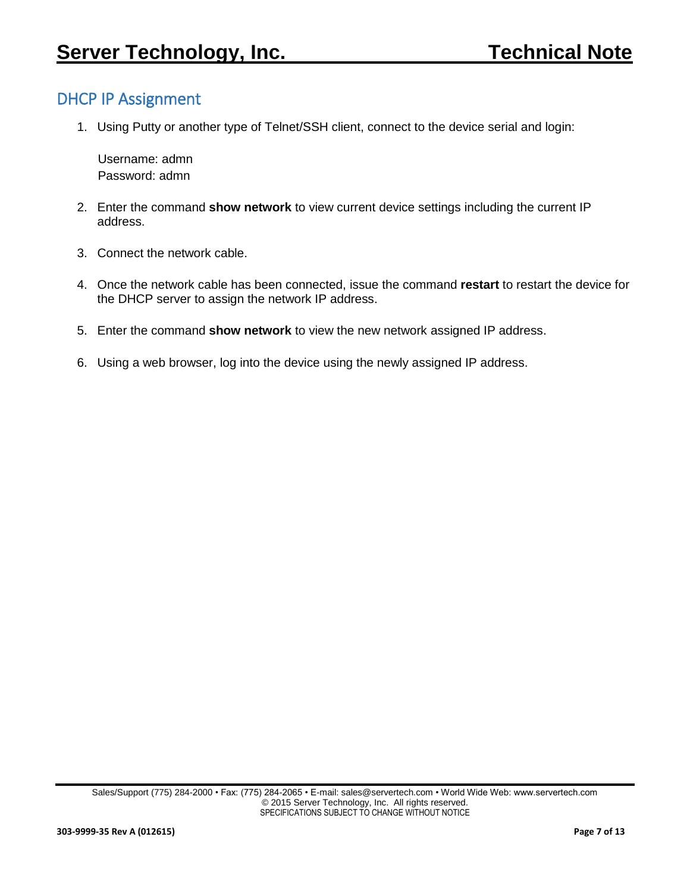## DHCP IP Assignment

1. Using Putty or another type of Telnet/SSH client, connect to the device serial and login:

   Username: admn
   Password: admn

2. Enter the command **show network** to view current device settings including the current IP address.

3. Connect the network cable.

4. Once the network cable has been connected, issue the command **restart** to restart the device for the DHCP server to assign the network IP address.

5. Enter the command **show network** to view the new network assigned IP address.

6. Using a web browser, log into the device using the newly assigned IP address.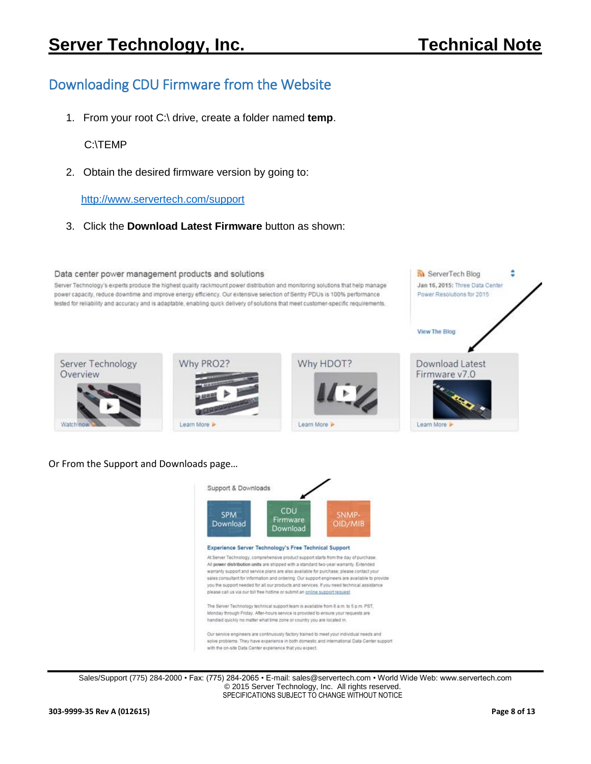## Downloading CDU Firmware from the Website

1. From your root C:\ drive, create a folder named **temp**.

   C:\TEMP

2. Obtain the desired firmware version by going to:

   http://www.servertech.com/support

3. Click the **Download Latest Firmware** button as shown:

Data center power management products and solutions

Server Technology's experts produce the highest quality rackmount power distribution and monitoring solutions that help manage power capacity, reduce downtime and improve energy efficiency. Our extensive selection of Sentry PDUs is 100% performance tested for reliability and accuracy and is adaptable, enabling quick delivery of solutions that meet customer-specific requirements.

ServerTech Blog

**Jan 16, 2015:** Three Data Center Power Resolutions for 2015

View The Blog

Server Technology Overview — Watch now

Why PRO2? — Learn More

Why HDOT? — Learn More

Download Latest Firmware v7.0 — Learn More

Or From the Support and Downloads page…

Support & Downloads

SPM Download | CDU Firmware Download | SNMP-OID/MIB

**Experience Server Technology's Free Technical Support**

At Server Technology, comprehensive product support starts from the day of purchase. All **power distribution units** are shipped with a standard two-year warranty. Extended warranty support and service plans are also available for purchase; please contact your sales consultant for information and ordering. Our support engineers are available to provide you the support needed for all our products and services. If you need technical assistance please call us via our toll free hotline or submit an online support request.

The Server Technology technical support team is available from 8 a.m. to 5 p.m. PST, Monday through Friday. After-hours service is provided to ensure your requests are handled quickly no matter what time zone or country you are located in.

Our service engineers are continuously factory trained to meet your individual needs and solve problems. They have experience in both domestic and international Data Center support with the on-site Data Center experience that you expect.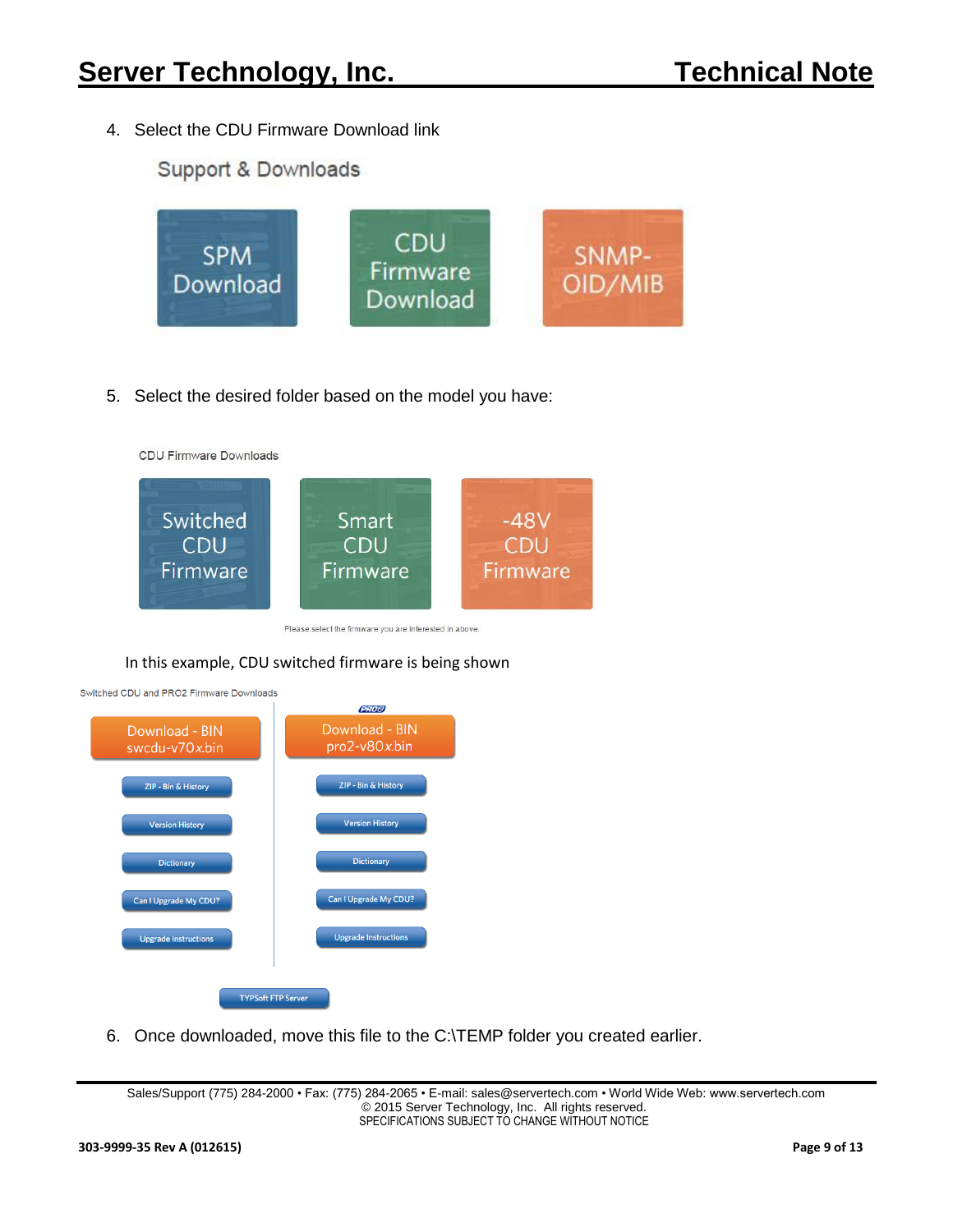4. Select the CDU Firmware Download link

Support & Downloads

SPM Download

CDU Firmware Download

SNMP-OID/MIB

5. Select the desired folder based on the model you have:

CDU Firmware Downloads

Switched CDU Firmware

Smart CDU Firmware

-48V CDU Firmware

Please select the firmware you are interested in above.

In this example, CDU switched firmware is being shown

Switched CDU and PRO2 Firmware Downloads

| | PRO2 |
|---|---|
| Download - BIN swcdu-v70x.bin | Download - BIN pro2-v80x.bin |
| ZIP - Bin & History | ZIP - Bin & History |
| Version History | Version History |
| Dictionary | Dictionary |
| Can I Upgrade My CDU? | Can I Upgrade My CDU? |
| Upgrade Instructions | Upgrade Instructions |

TYPSoft FTP Server

6. Once downloaded, move this file to the C:\TEMP folder you created earlier.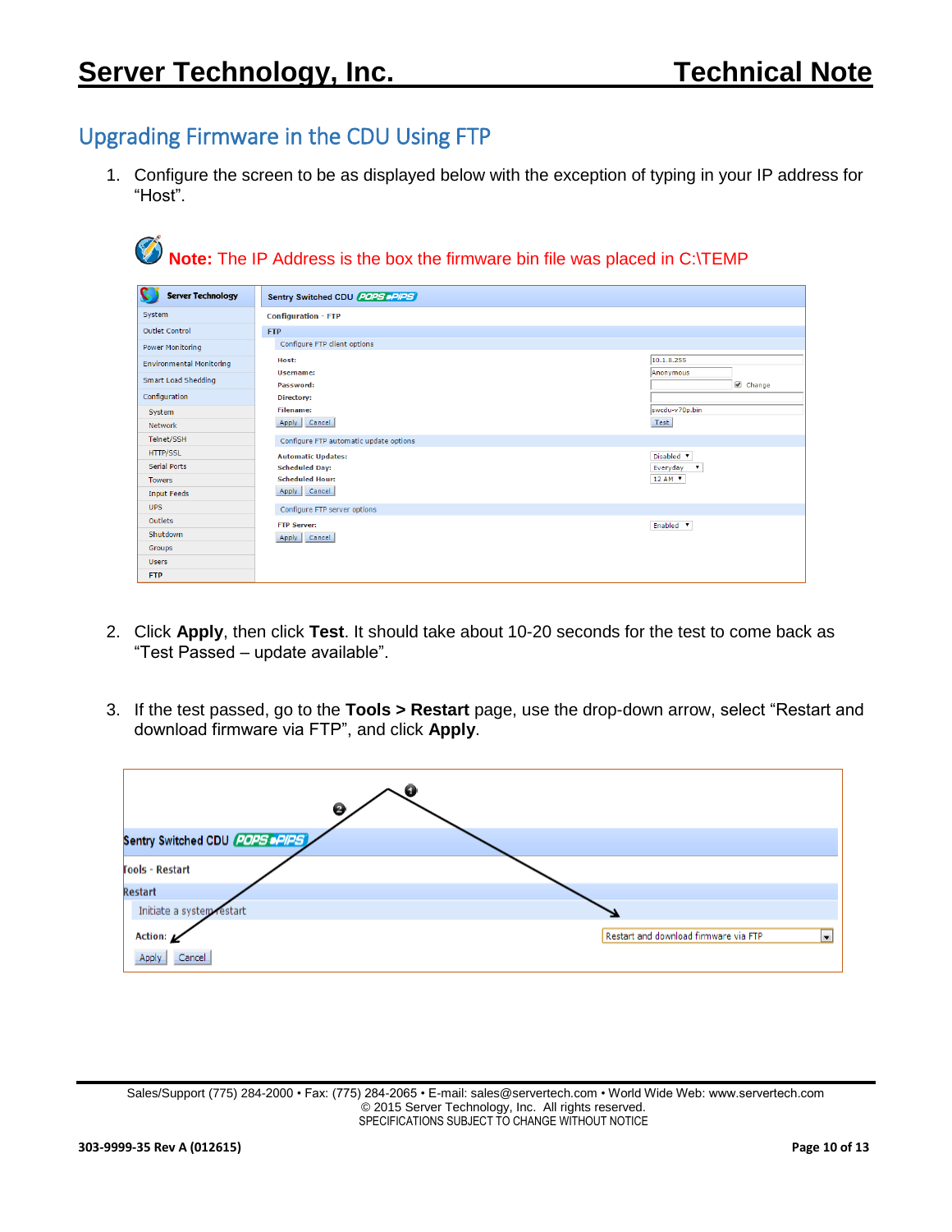## Upgrading Firmware in the CDU Using FTP

1. Configure the screen to be as displayed below with the exception of typing in your IP address for "Host".

   **Note:** The IP Address is the box the firmware bin file was placed in C:\TEMP

2. Click **Apply**, then click **Test**. It should take about 10-20 seconds for the test to come back as "Test Passed – update available".

3. If the test passed, go to the **Tools > Restart** page, use the drop-down arrow, select "Restart and download firmware via FTP", and click **Apply**.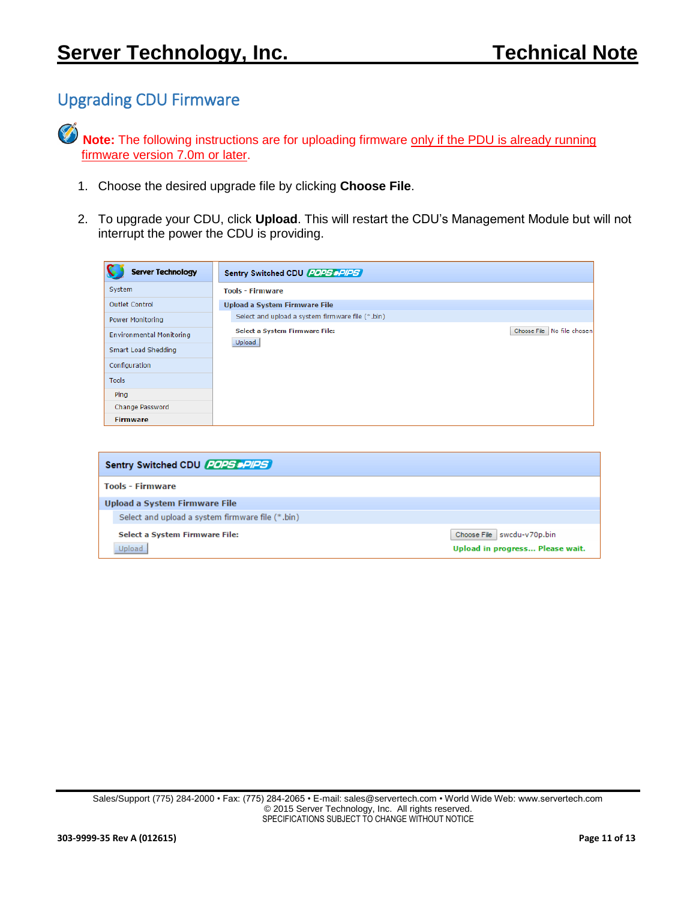## Upgrading CDU Firmware

**Note:** The following instructions are for uploading firmware only if the PDU is already running firmware version 7.0m or later.

1. Choose the desired upgrade file by clicking **Choose File**.

2. To upgrade your CDU, click **Upload**. This will restart the CDU's Management Module but will not interrupt the power the CDU is providing.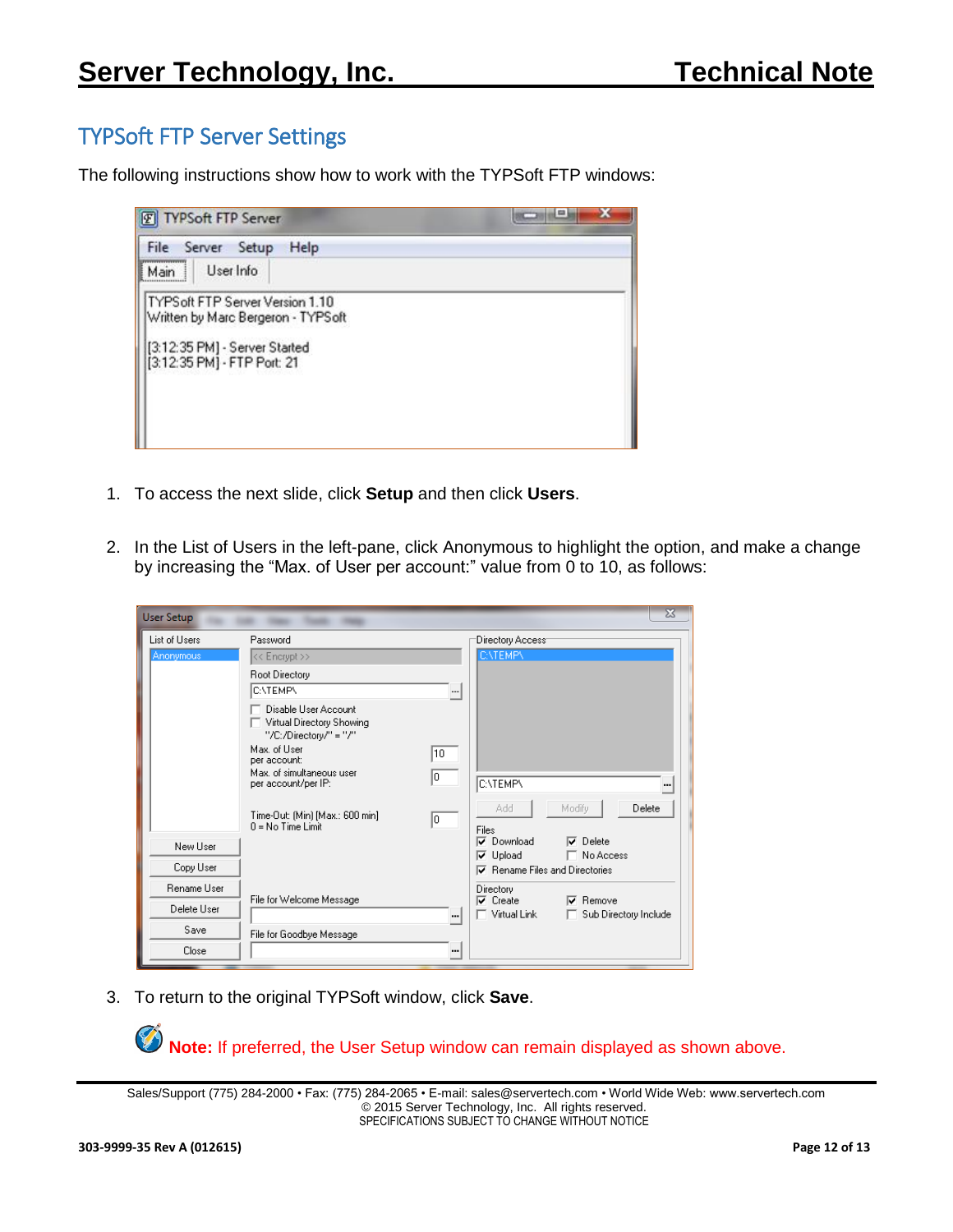## TYPSoft FTP Server Settings

The following instructions show how to work with the TYPSoft FTP windows:

1. To access the next slide, click **Setup** and then click **Users**.

2. In the List of Users in the left-pane, click Anonymous to highlight the option, and make a change by increasing the "Max. of User per account:" value from 0 to 10, as follows:

3. To return to the original TYPSoft window, click **Save**.

**Note:** If preferred, the User Setup window can remain displayed as shown above.

Sales/Support (775) 284-2000 • Fax: (775) 284-2065 • E-mail: sales@servertech.com • World Wide Web: www.servertech.com
© 2015 Server Technology, Inc. All rights reserved.
SPECIFICATIONS SUBJECT TO CHANGE WITHOUT NOTICE

303-9999-35 Rev A (012615)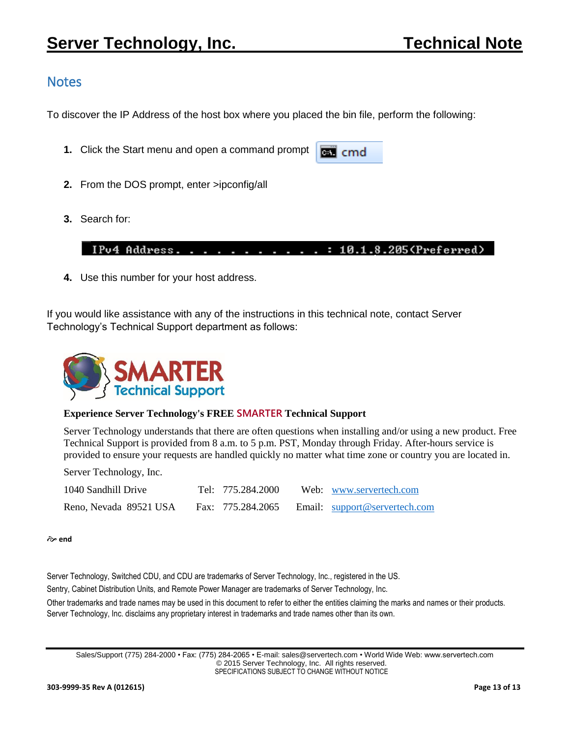## Notes

To discover the IP Address of the host box where you placed the bin file, perform the following:

1. Click the Start menu and open a command prompt cmd
2. From the DOS prompt, enter >ipconfig/all
3. Search for:

```
IPv4 Address. . . . . . . . . . . . : 10.1.8.205(Preferred)
```

4. Use this number for your host address.

If you would like assistance with any of the instructions in this technical note, contact Server Technology's Technical Support department as follows:

SMARTER Technical Support

**Experience Server Technology's FREE SMARTER Technical Support**

Server Technology understands that there are often questions when installing and/or using a new product. Free Technical Support is provided from 8 a.m. to 5 p.m. PST, Monday through Friday. After-hours service is provided to ensure your requests are handled quickly no matter what time zone or country you are located in.

Server Technology, Inc.

| | | |
|---|---|---|
| 1040 Sandhill Drive | Tel: 775.284.2000 | Web: www.servertech.com |
| Reno, Nevada 89521 USA | Fax: 775.284.2065 | Email: support@servertech.com |

**end**

Server Technology, Switched CDU, and CDU are trademarks of Server Technology, Inc., registered in the US.

Sentry, Cabinet Distribution Units, and Remote Power Manager are trademarks of Server Technology, Inc.

Other trademarks and trade names may be used in this document to refer to either the entities claiming the marks and names or their products. Server Technology, Inc. disclaims any proprietary interest in trademarks and trade names other than its own.